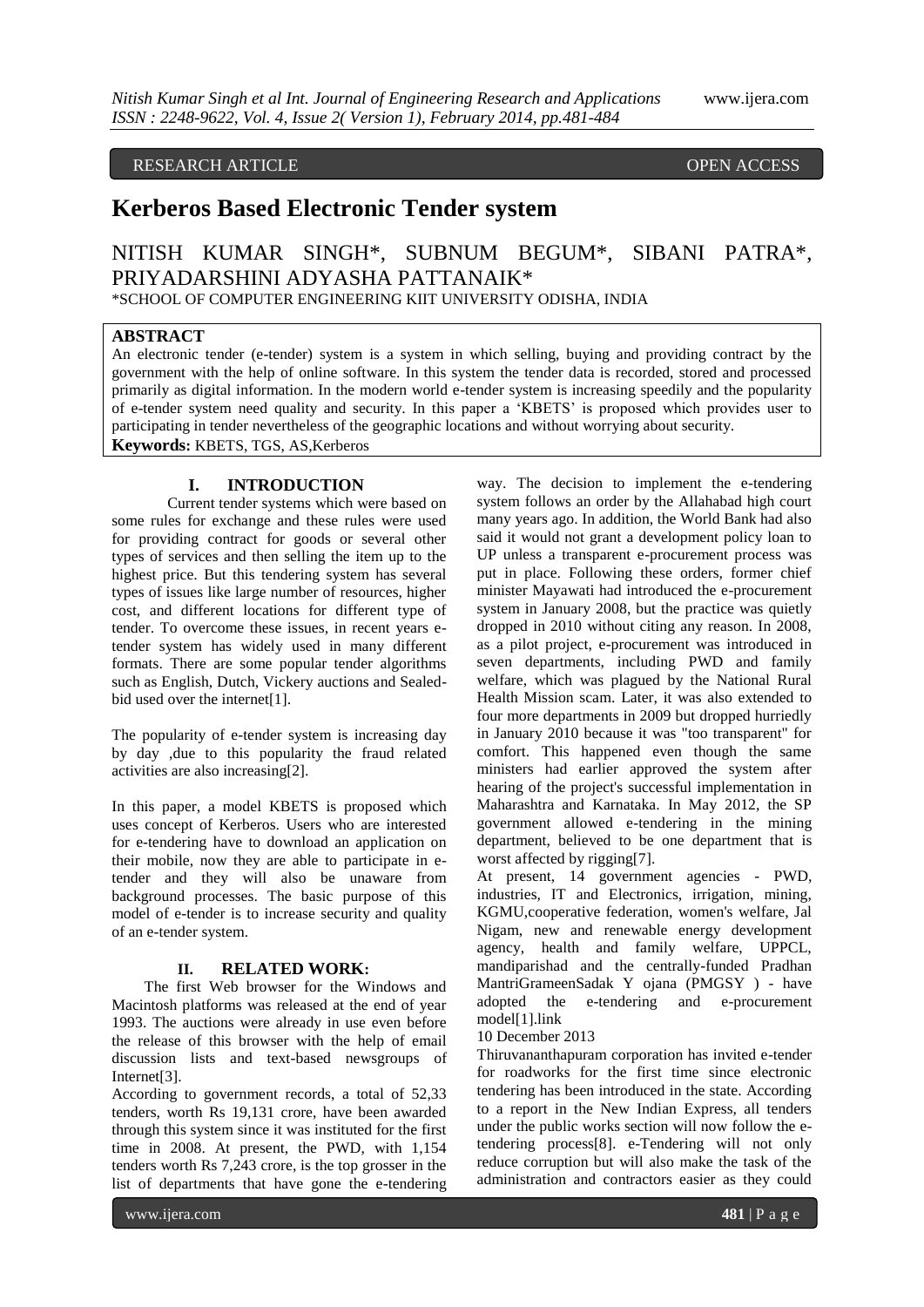RESEARCH ARTICLE OPEN ACCESS

# Kerberos Based Electronic Tender system

NITISH KUMAR SINGH*, SUBNUM BEGUM*, SIBANI PATRA*, PRIYADARSHINI ADYASHA PATTANAIK*

*SCHOOL OF COMPUTER ENGINEERING KIIT UNIVERSITY ODISHA, INDIA

## ABSTRACT

An electronic tender (e-tender) system is a system in which selling, buying and providing contract by the government with the help of online software. In this system the tender data is recorded, stored and processed primarily as digital information. In the modern world e-tender system is increasing speedily and the popularity of e-tender system need quality and security. In this paper a 'KBETS' is proposed which provides user to participating in tender nevertheless of the geographic locations and without worrying about security.

**Keywords:** KBETS, TGS, AS,Kerberos

## I. INTRODUCTION

Current tender systems which were based on some rules for exchange and these rules were used for providing contract for goods or several other types of services and then selling the item up to the highest price. But this tendering system has several types of issues like large number of resources, higher cost, and different locations for different type of tender. To overcome these issues, in recent years e-tender system has widely used in many different formats. There are some popular tender algorithms such as English, Dutch, Vickery auctions and Sealed-bid used over the internet[1].

The popularity of e-tender system is increasing day by day ,due to this popularity the fraud related activities are also increasing[2].

In this paper, a model KBETS is proposed which uses concept of Kerberos. Users who are interested for e-tendering have to download an application on their mobile, now they are able to participate in e-tender and they will also be unaware from background processes. The basic purpose of this model of e-tender is to increase security and quality of an e-tender system.

## II. RELATED WORK:

The first Web browser for the Windows and Macintosh platforms was released at the end of year 1993. The auctions were already in use even before the release of this browser with the help of email discussion lists and text-based newsgroups of Internet[3].

According to government records, a total of 52,33 tenders, worth Rs 19,131 crore, have been awarded through this system since it was instituted for the first time in 2008. At present, the PWD, with 1,154 tenders worth Rs 7,243 crore, is the top grosser in the list of departments that have gone the e-tendering way. The decision to implement the e-tendering system follows an order by the Allahabad high court many years ago. In addition, the World Bank had also said it would not grant a development policy loan to UP unless a transparent e-procurement process was put in place. Following these orders, former chief minister Mayawati had introduced the e-procurement system in January 2008, but the practice was quietly dropped in 2010 without citing any reason. In 2008, as a pilot project, e-procurement was introduced in seven departments, including PWD and family welfare, which was plagued by the National Rural Health Mission scam. Later, it was also extended to four more departments in 2009 but dropped hurriedly in January 2010 because it was "too transparent" for comfort. This happened even though the same ministers had earlier approved the system after hearing of the project's successful implementation in Maharashtra and Karnataka. In May 2012, the SP government allowed e-tendering in the mining department, believed to be one department that is worst affected by rigging[7].

At present, 14 government agencies - PWD, industries, IT and Electronics, irrigation, mining, KGMU,cooperative federation, women's welfare, Jal Nigam, new and renewable energy development agency, health and family welfare, UPPCL, mandiparishad and the centrally-funded Pradhan MantriGrameenSadak Y ojana (PMGSY ) - have adopted the e-tendering and e-procurement model[1].link

10 December 2013

Thiruvananthapuram corporation has invited e-tender for roadworks for the first time since electronic tendering has been introduced in the state. According to a report in the New Indian Express, all tenders under the public works section will now follow the e-tendering process[8]. e-Tendering will not only reduce corruption but will also make the task of the administration and contractors easier as they could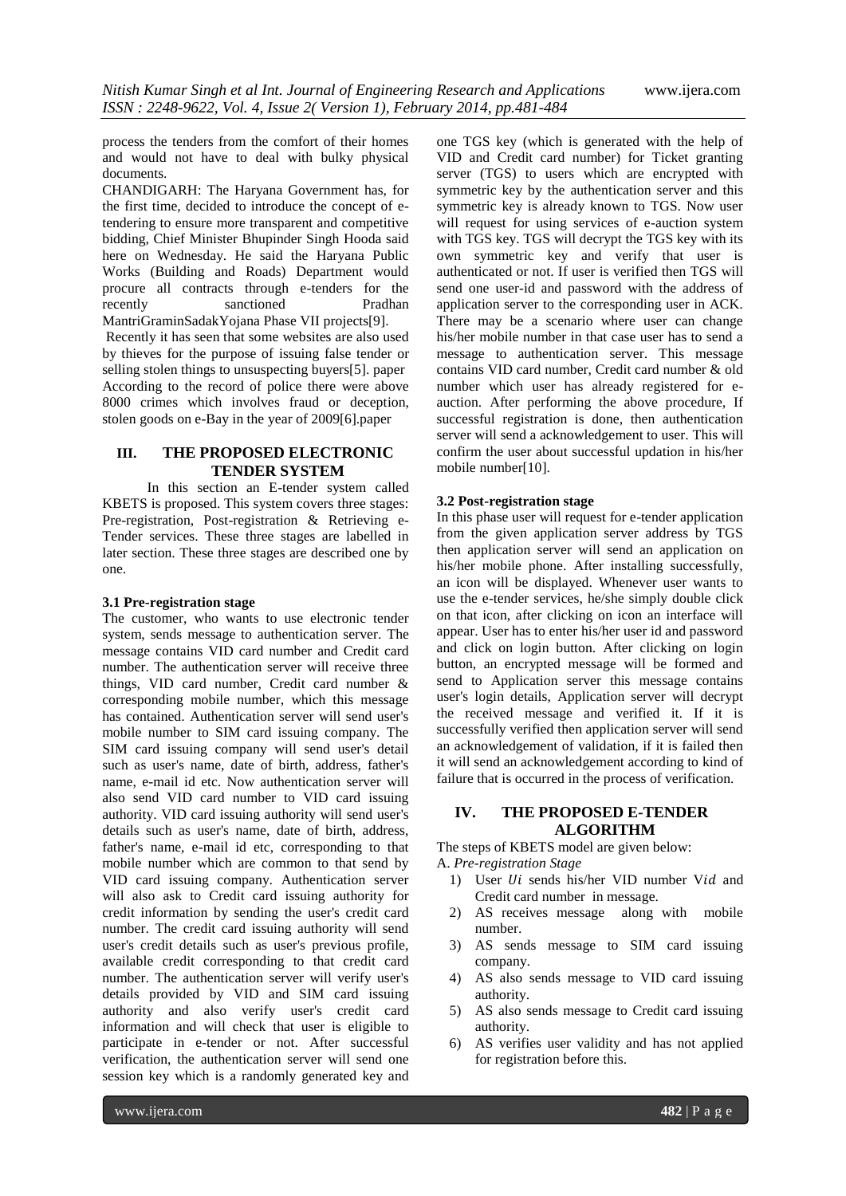process the tenders from the comfort of their homes and would not have to deal with bulky physical documents.

CHANDIGARH: The Haryana Government has, for the first time, decided to introduce the concept of e-tendering to ensure more transparent and competitive bidding, Chief Minister Bhupinder Singh Hooda said here on Wednesday. He said the Haryana Public Works (Building and Roads) Department would procure all contracts through e-tenders for the recently sanctioned Pradhan MantriGraminSadakYojana Phase VII projects[9].

Recently it has seen that some websites are also used by thieves for the purpose of issuing false tender or selling stolen things to unsuspecting buyers[5]. paper According to the record of police there were above 8000 crimes which involves fraud or deception, stolen goods on e-Bay in the year of 2009[6].paper

## III. THE PROPOSED ELECTRONIC TENDER SYSTEM

In this section an E-tender system called KBETS is proposed. This system covers three stages: Pre-registration, Post-registration & Retrieving e-Tender services. These three stages are labelled in later section. These three stages are described one by one.

### 3.1 Pre-registration stage

The customer, who wants to use electronic tender system, sends message to authentication server. The message contains VID card number and Credit card number. The authentication server will receive three things, VID card number, Credit card number & corresponding mobile number, which this message has contained. Authentication server will send user's mobile number to SIM card issuing company. The SIM card issuing company will send user's detail such as user's name, date of birth, address, father's name, e-mail id etc. Now authentication server will also send VID card number to VID card issuing authority. VID card issuing authority will send user's details such as user's name, date of birth, address, father's name, e-mail id etc, corresponding to that mobile number which are common to that send by VID card issuing company. Authentication server will also ask to Credit card issuing authority for credit information by sending the user's credit card number. The credit card issuing authority will send user's credit details such as user's previous profile, available credit corresponding to that credit card number. The authentication server will verify user's details provided by VID and SIM card issuing authority and also verify user's credit card information and will check that user is eligible to participate in e-tender or not. After successful verification, the authentication server will send one session key which is a randomly generated key and one TGS key (which is generated with the help of VID and Credit card number) for Ticket granting server (TGS) to users which are encrypted with symmetric key by the authentication server and this symmetric key is already known to TGS. Now user will request for using services of e-auction system with TGS key. TGS will decrypt the TGS key with its own symmetric key and verify that user is authenticated or not. If user is verified then TGS will send one user-id and password with the address of application server to the corresponding user in ACK. There may be a scenario where user can change his/her mobile number in that case user has to send a message to authentication server. This message contains VID card number, Credit card number & old number which user has already registered for e-auction. After performing the above procedure, If successful registration is done, then authentication server will send a acknowledgement to user. This will confirm the user about successful updation in his/her mobile number[10].

### 3.2 Post-registration stage

In this phase user will request for e-tender application from the given application server address by TGS then application server will send an application on his/her mobile phone. After installing successfully, an icon will be displayed. Whenever user wants to use the e-tender services, he/she simply double click on that icon, after clicking on icon an interface will appear. User has to enter his/her user id and password and click on login button. After clicking on login button, an encrypted message will be formed and send to Application server this message contains user's login details, Application server will decrypt the received message and verified it. If it is successfully verified then application server will send an acknowledgement of validation, if it is failed then it will send an acknowledgement according to kind of failure that is occurred in the process of verification.

## IV. THE PROPOSED E-TENDER ALGORITHM

The steps of KBETS model are given below:

A. *Pre-registration Stage*

1) User $Ui$ sends his/her VID number V$id$ and Credit card number in message.
2) AS receives message along with mobile number.
3) AS sends message to SIM card issuing company.
4) AS also sends message to VID card issuing authority.
5) AS also sends message to Credit card issuing authority.
6) AS verifies user validity and has not applied for registration before this.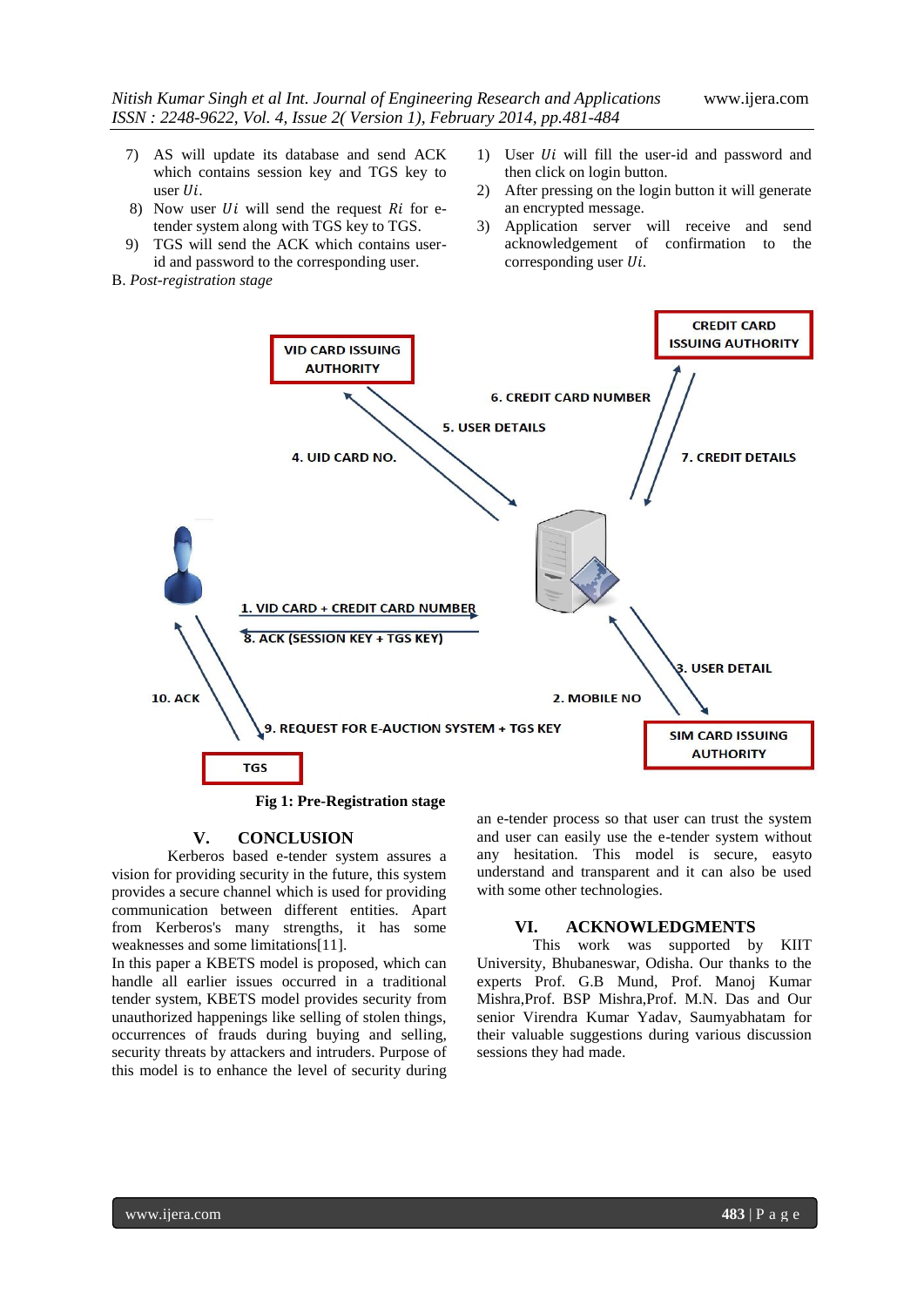7) AS will update its database and send ACK which contains session key and TGS key to user $Ui$.
8) Now user $Ui$ will send the request $Ri$ for e-tender system along with TGS key to TGS.
9) TGS will send the ACK which contains user-id and password to the corresponding user.

B. *Post-registration stage*

1) User $Ui$ will fill the user-id and password and then click on login button.
2) After pressing on the login button it will generate an encrypted message.
3) Application server will receive and send acknowledgement of confirmation to the corresponding user $Ui$.

VID CARD ISSUING AUTHORITY

CREDIT CARD ISSUING AUTHORITY

6. CREDIT CARD NUMBER

5. USER DETAILS

4. UID CARD NO.

7. CREDIT DETAILS

1. VID CARD + CREDIT CARD NUMBER

8. ACK (SESSION KEY + TGS KEY)

3. USER DETAIL

10. ACK

2. MOBILE NO

9. REQUEST FOR E-AUCTION SYSTEM + TGS KEY

SIM CARD ISSUING AUTHORITY

TGS

**Fig 1: Pre-Registration stage**

## V. CONCLUSION

Kerberos based e-tender system assures a vision for providing security in the future, this system provides a secure channel which is used for providing communication between different entities. Apart from Kerberos's many strengths, it has some weaknesses and some limitations[11].

In this paper a KBETS model is proposed, which can handle all earlier issues occurred in a traditional tender system, KBETS model provides security from unauthorized happenings like selling of stolen things, occurrences of frauds during buying and selling, security threats by attackers and intruders. Purpose of this model is to enhance the level of security during an e-tender process so that user can trust the system and user can easily use the e-tender system without any hesitation. This model is secure, easyto understand and transparent and it can also be used with some other technologies.

## VI. ACKNOWLEDGMENTS

This work was supported by KIIT University, Bhubaneswar, Odisha. Our thanks to the experts Prof. G.B Mund, Prof. Manoj Kumar Mishra,Prof. BSP Mishra,Prof. M.N. Das and Our senior Virendra Kumar Yadav, Saumyabhatam for their valuable suggestions during various discussion sessions they had made.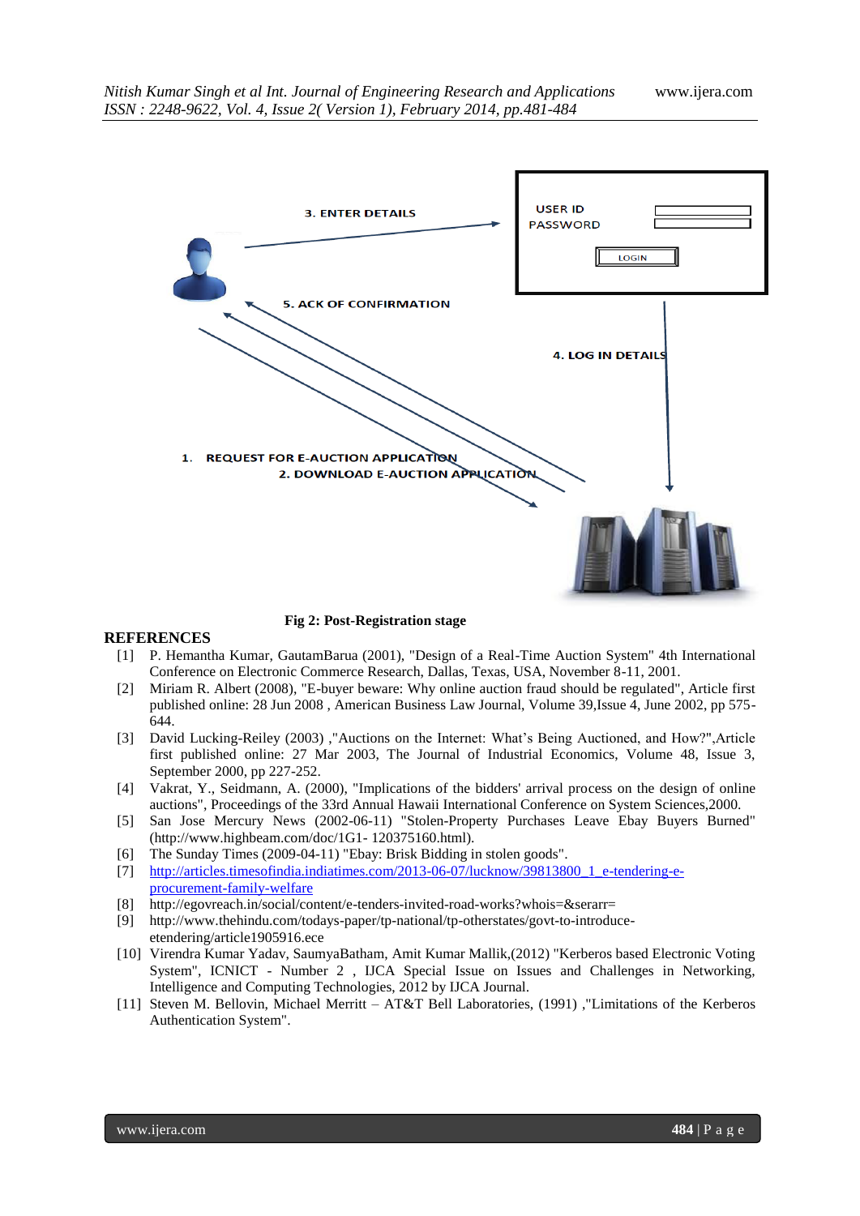3. ENTER DETAILS

USER ID

PASSWORD

LOGIN

5. ACK OF CONFIRMATION

4. LOG IN DETAILS

1. REQUEST FOR E-AUCTION APPLICATION

2. DOWNLOAD E-AUCTION APPLICATION

**Fig 2: Post-Registration stage**

## REFERENCES

[1] P. Hemantha Kumar, GautamBarua (2001), "Design of a Real-Time Auction System" 4th International Conference on Electronic Commerce Research, Dallas, Texas, USA, November 8-11, 2001.

[2] Miriam R. Albert (2008), "E-buyer beware: Why online auction fraud should be regulated", Article first published online: 28 Jun 2008 , American Business Law Journal, Volume 39,Issue 4, June 2002, pp 575-644.

[3] David Lucking-Reiley (2003) ,"Auctions on the Internet: What's Being Auctioned, and How?",Article first published online: 27 Mar 2003, The Journal of Industrial Economics, Volume 48, Issue 3, September 2000, pp 227-252.

[4] Vakrat, Y., Seidmann, A. (2000), "Implications of the bidders' arrival process on the design of online auctions", Proceedings of the 33rd Annual Hawaii International Conference on System Sciences,2000.

[5] San Jose Mercury News (2002-06-11) "Stolen-Property Purchases Leave Ebay Buyers Burned" (http://www.highbeam.com/doc/1G1- 120375160.html).

[6] The Sunday Times (2009-04-11) "Ebay: Brisk Bidding in stolen goods".

[7] http://articles.timesofindia.indiatimes.com/2013-06-07/lucknow/39813800_1_e-tendering-e-procurement-family-welfare

[8] http://egovreach.in/social/content/e-tenders-invited-road-works?whois=&serarr=

[9] http://www.thehindu.com/todays-paper/tp-national/tp-otherstates/govt-to-introduce-etendering/article1905916.ece

[10] Virendra Kumar Yadav, SaumyaBatham, Amit Kumar Mallik,(2012) "Kerberos based Electronic Voting System", ICNICT - Number 2 , IJCA Special Issue on Issues and Challenges in Networking, Intelligence and Computing Technologies, 2012 by IJCA Journal.

[11] Steven M. Bellovin, Michael Merritt – AT&T Bell Laboratories, (1991) ,"Limitations of the Kerberos Authentication System".